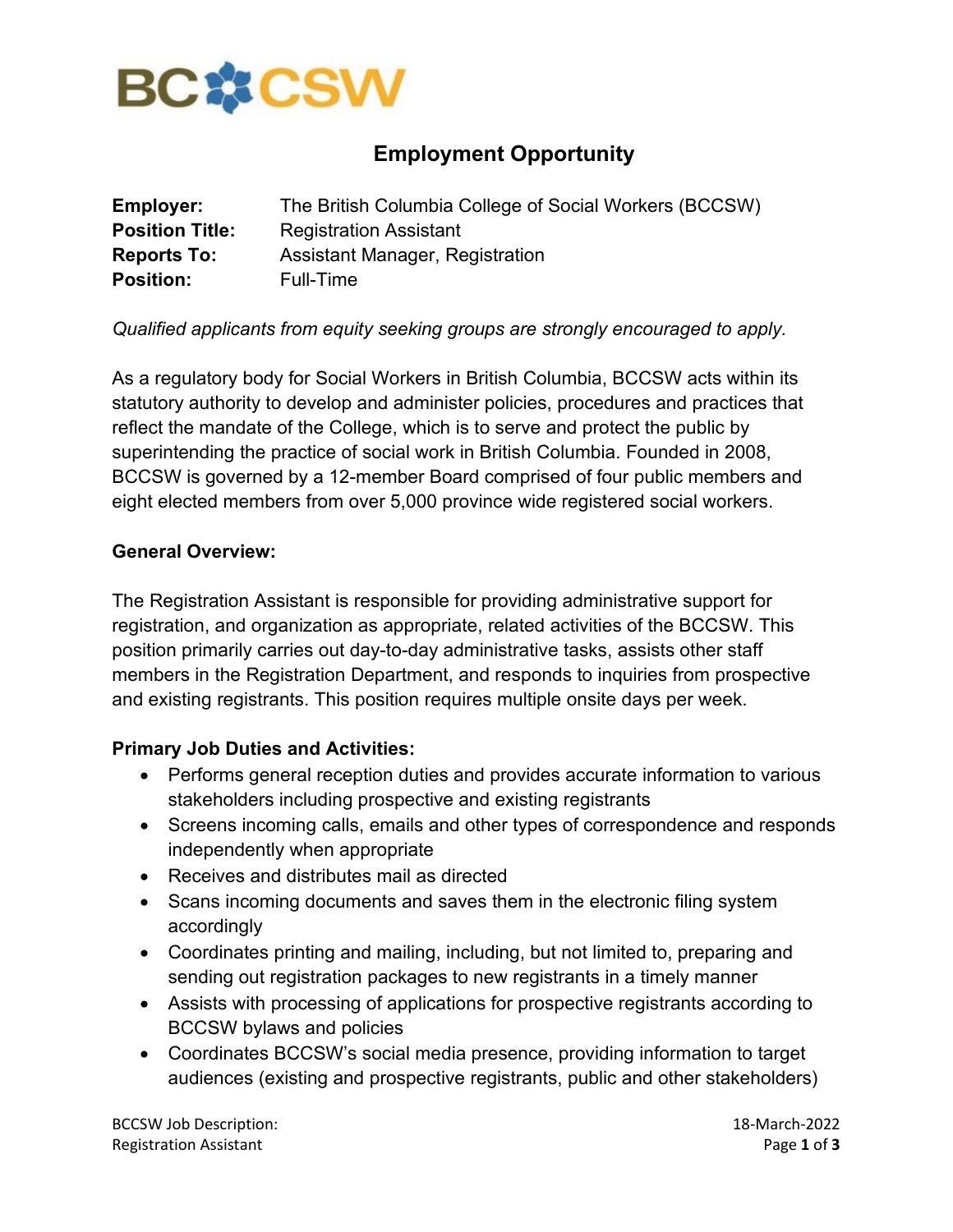BCCSW

# Employment Opportunity

**Employer:** The British Columbia College of Social Workers (BCCSW)
**Position Title:** Registration Assistant
**Reports To:** Assistant Manager, Registration
**Position:** Full-Time

*Qualified applicants from equity seeking groups are strongly encouraged to apply.*

As a regulatory body for Social Workers in British Columbia, BCCSW acts within its statutory authority to develop and administer policies, procedures and practices that reflect the mandate of the College, which is to serve and protect the public by superintending the practice of social work in British Columbia. Founded in 2008, BCCSW is governed by a 12-member Board comprised of four public members and eight elected members from over 5,000 province wide registered social workers.

**General Overview:**

The Registration Assistant is responsible for providing administrative support for registration, and organization as appropriate, related activities of the BCCSW. This position primarily carries out day-to-day administrative tasks, assists other staff members in the Registration Department, and responds to inquiries from prospective and existing registrants. This position requires multiple onsite days per week.

**Primary Job Duties and Activities:**

- Performs general reception duties and provides accurate information to various stakeholders including prospective and existing registrants
- Screens incoming calls, emails and other types of correspondence and responds independently when appropriate
- Receives and distributes mail as directed
- Scans incoming documents and saves them in the electronic filing system accordingly
- Coordinates printing and mailing, including, but not limited to, preparing and sending out registration packages to new registrants in a timely manner
- Assists with processing of applications for prospective registrants according to BCCSW bylaws and policies
- Coordinates BCCSW's social media presence, providing information to target audiences (existing and prospective registrants, public and other stakeholders)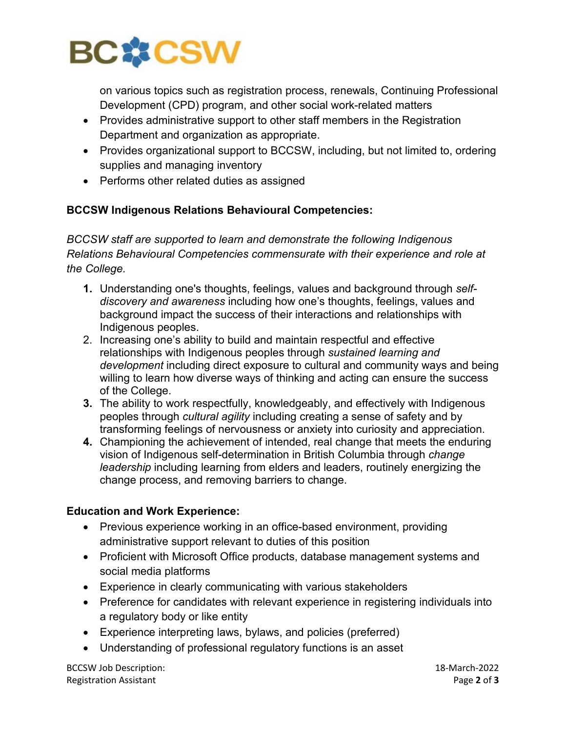on various topics such as registration process, renewals, Continuing Professional Development (CPD) program, and other social work-related matters

- Provides administrative support to other staff members in the Registration Department and organization as appropriate.
- Provides organizational support to BCCSW, including, but not limited to, ordering supplies and managing inventory
- Performs other related duties as assigned

**BCCSW Indigenous Relations Behavioural Competencies:**

*BCCSW staff are supported to learn and demonstrate the following Indigenous Relations Behavioural Competencies commensurate with their experience and role at the College.*

1. Understanding one's thoughts, feelings, values and background through *self-discovery and awareness* including how one's thoughts, feelings, values and background impact the success of their interactions and relationships with Indigenous peoples.
2. Increasing one's ability to build and maintain respectful and effective relationships with Indigenous peoples through *sustained learning and development* including direct exposure to cultural and community ways and being willing to learn how diverse ways of thinking and acting can ensure the success of the College.
3. The ability to work respectfully, knowledgeably, and effectively with Indigenous peoples through *cultural agility* including creating a sense of safety and by transforming feelings of nervousness or anxiety into curiosity and appreciation.
4. Championing the achievement of intended, real change that meets the enduring vision of Indigenous self-determination in British Columbia through *change leadership* including learning from elders and leaders, routinely energizing the change process, and removing barriers to change.

**Education and Work Experience:**

- Previous experience working in an office-based environment, providing administrative support relevant to duties of this position
- Proficient with Microsoft Office products, database management systems and social media platforms
- Experience in clearly communicating with various stakeholders
- Preference for candidates with relevant experience in registering individuals into a regulatory body or like entity
- Experience interpreting laws, bylaws, and policies (preferred)
- Understanding of professional regulatory functions is an asset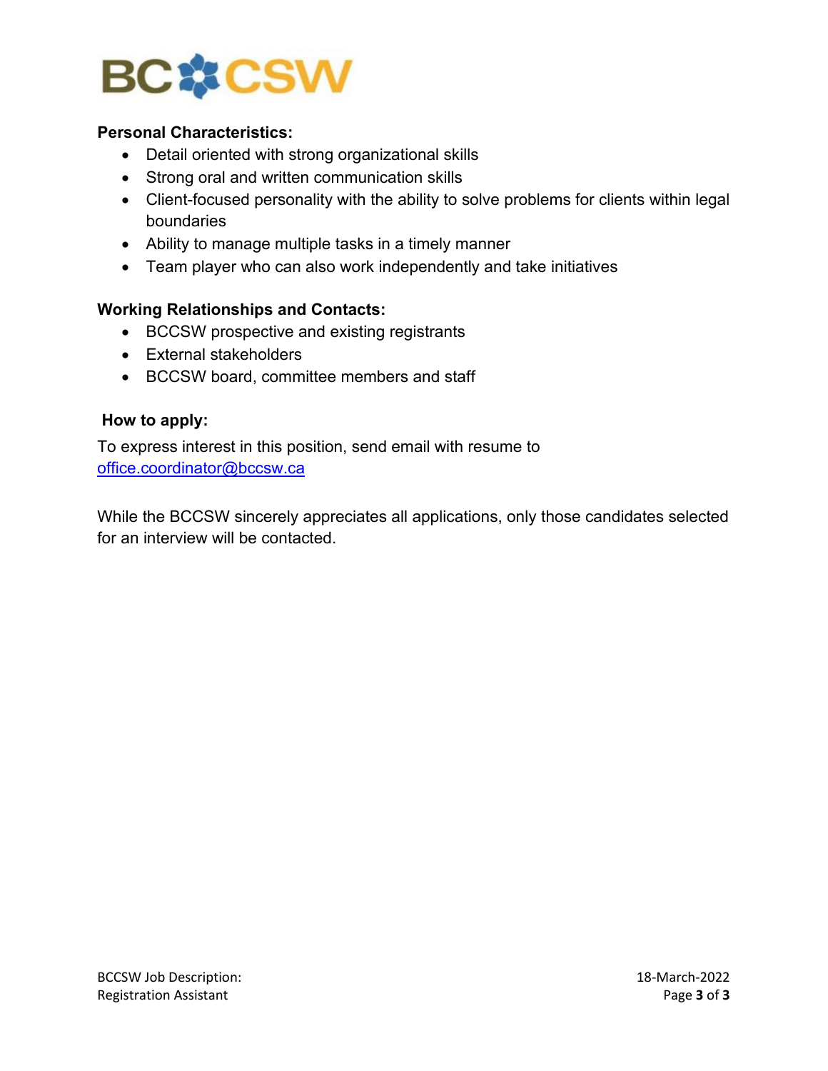**Personal Characteristics:**

- Detail oriented with strong organizational skills
- Strong oral and written communication skills
- Client-focused personality with the ability to solve problems for clients within legal boundaries
- Ability to manage multiple tasks in a timely manner
- Team player who can also work independently and take initiatives

**Working Relationships and Contacts:**

- BCCSW prospective and existing registrants
- External stakeholders
- BCCSW board, committee members and staff

**How to apply:**

To express interest in this position, send email with resume to office.coordinator@bccsw.ca

While the BCCSW sincerely appreciates all applications, only those candidates selected for an interview will be contacted.